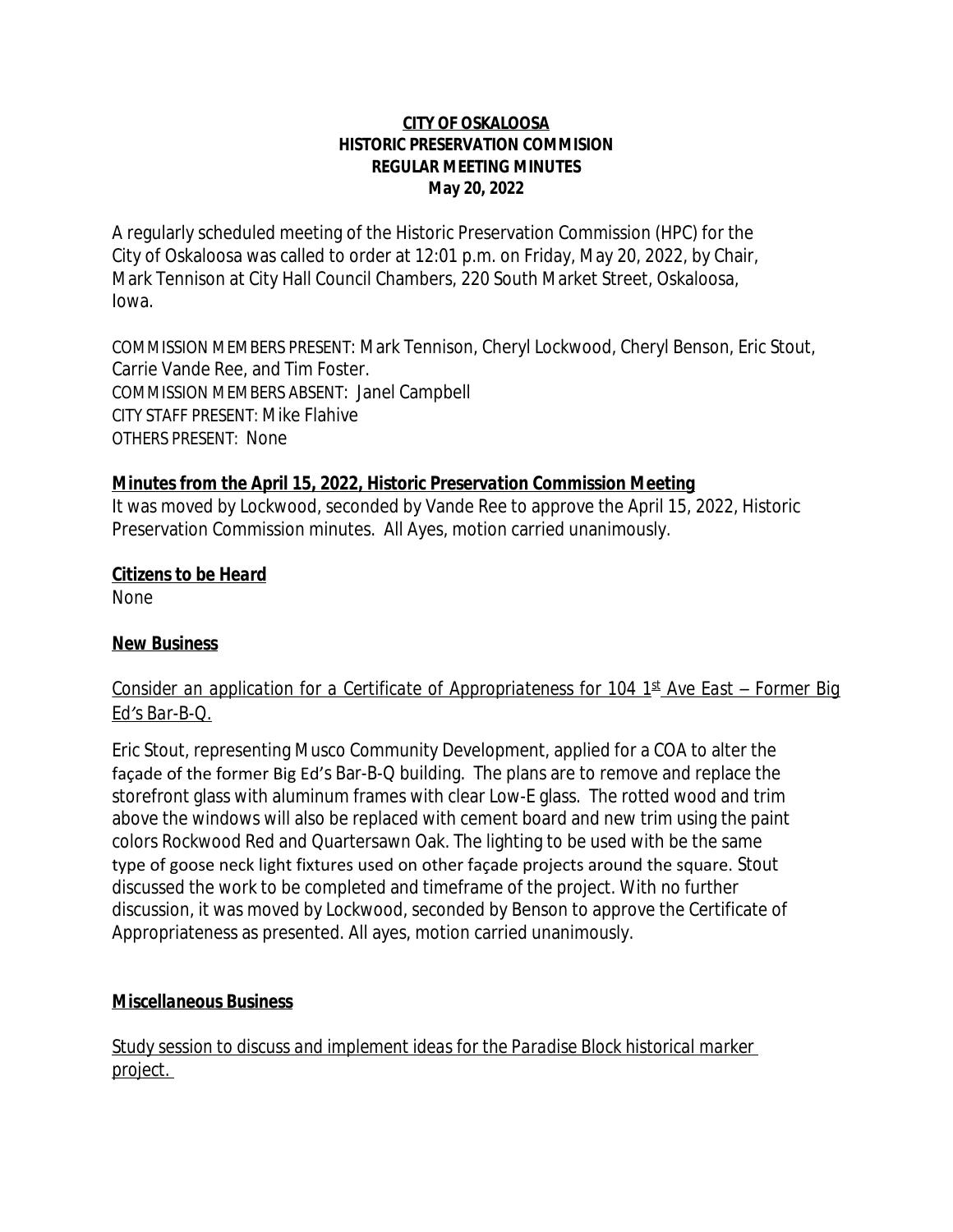**CITY OF OSKALOOSA**
**HISTORIC PRESERVATION COMMISION**
**REGULAR MEETING MINUTES**
**May 20, 2022**

A regularly scheduled meeting of the Historic Preservation Commission (HPC) for the City of Oskaloosa was called to order at 12:01 p.m. on Friday, May 20, 2022, by Chair, Mark Tennison at City Hall Council Chambers, 220 South Market Street, Oskaloosa, Iowa.

COMMISSION MEMBERS PRESENT: Mark Tennison, Cheryl Lockwood, Cheryl Benson, Eric Stout, Carrie Vande Ree, and Tim Foster.
COMMISSION MEMBERS ABSENT: Janel Campbell
CITY STAFF PRESENT: Mike Flahive
OTHERS PRESENT: None

**Minutes from the April 15, 2022, Historic Preservation Commission Meeting**

It was moved by Lockwood, seconded by Vande Ree to approve the April 15, 2022, Historic Preservation Commission minutes. All Ayes, motion carried unanimously.

***Citizens to be Heard***

None

**New Business**

*Consider an application for a Certificate of Appropriateness for 104 1st Ave East – Former Big Ed's Bar-B-Q.*

Eric Stout, representing Musco Community Development, applied for a COA to alter the façade of the former Big Ed's Bar-B-Q building. The plans are to remove and replace the storefront glass with aluminum frames with clear Low-E glass. The rotted wood and trim above the windows will also be replaced with cement board and new trim using the paint colors Rockwood Red and Quartersawn Oak. The lighting to be used with be the same type of goose neck light fixtures used on other façade projects around the square. Stout discussed the work to be completed and timeframe of the project. With no further discussion, it was moved by Lockwood, seconded by Benson to approve the Certificate of Appropriateness as presented. All ayes, motion carried unanimously.

***Miscellaneous Business***

*Study session to discuss and implement ideas for the Paradise Block historical marker project.*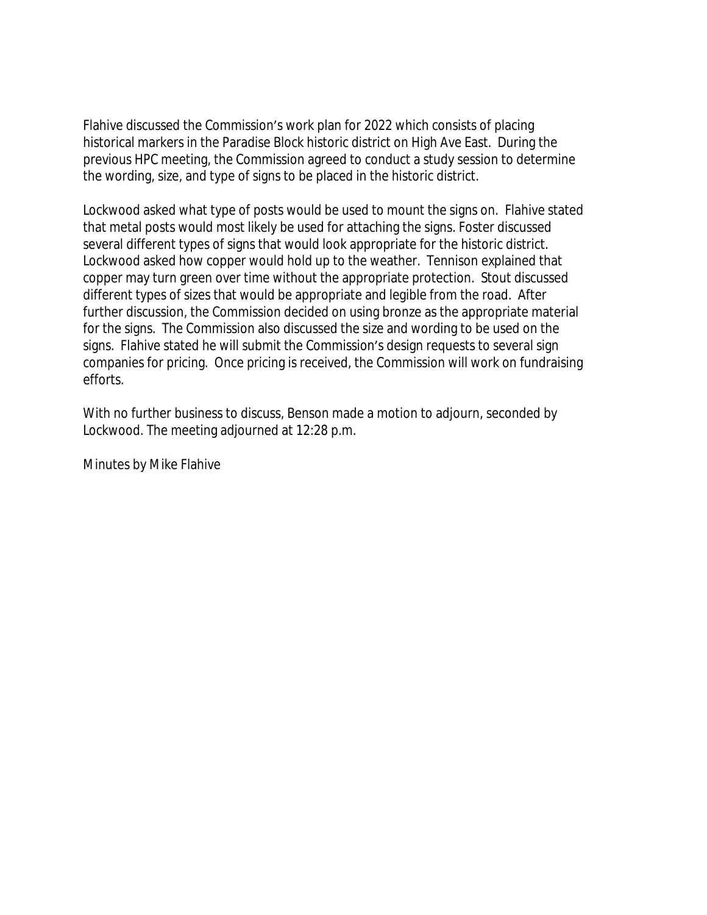Flahive discussed the Commission's work plan for 2022 which consists of placing historical markers in the Paradise Block historic district on High Ave East. During the previous HPC meeting, the Commission agreed to conduct a study session to determine the wording, size, and type of signs to be placed in the historic district.

Lockwood asked what type of posts would be used to mount the signs on. Flahive stated that metal posts would most likely be used for attaching the signs. Foster discussed several different types of signs that would look appropriate for the historic district. Lockwood asked how copper would hold up to the weather. Tennison explained that copper may turn green over time without the appropriate protection. Stout discussed different types of sizes that would be appropriate and legible from the road. After further discussion, the Commission decided on using bronze as the appropriate material for the signs. The Commission also discussed the size and wording to be used on the signs. Flahive stated he will submit the Commission's design requests to several sign companies for pricing. Once pricing is received, the Commission will work on fundraising efforts.

With no further business to discuss, Benson made a motion to adjourn, seconded by Lockwood. The meeting adjourned at 12:28 p.m.

Minutes by Mike Flahive